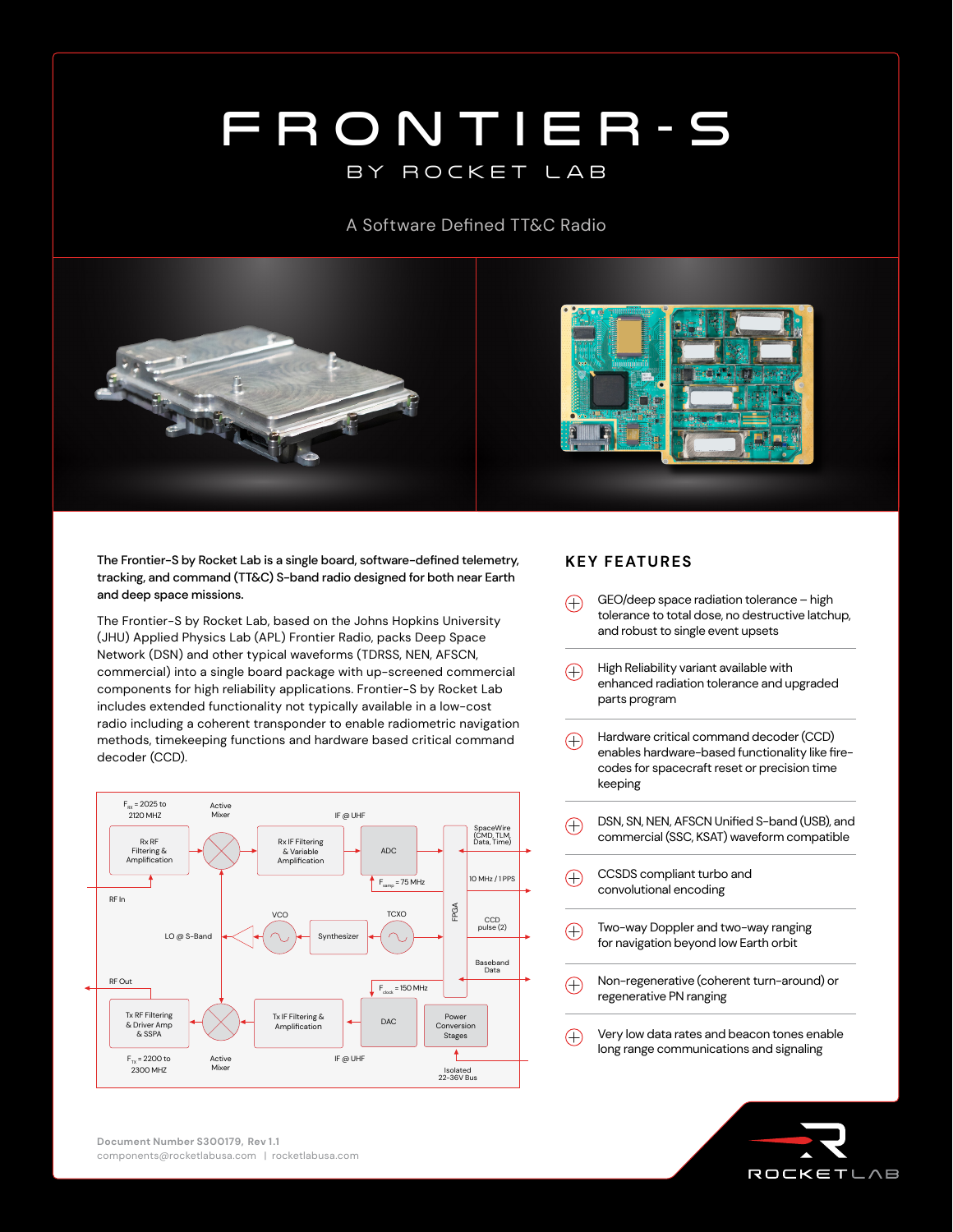# FRONTIER-S

## BY ROCKET LAB

A Software Defined TT&C Radio

**The Frontier-S by Rocket Lab is a single board, software-defined telemetry, tracking, and command (TT&C) S-band radio designed for both near Earth and deep space missions.**

The Frontier-S by Rocket Lab, based on the Johns Hopkins University (JHU) Applied Physics Lab (APL) Frontier Radio, packs Deep Space Network (DSN) and other typical waveforms (TDRSS, NEN, AFSCN, commercial) into a single board package with up-screened commercial components for high reliability applications. Frontier-S by Rocket Lab includes extended functionality not typically available in a low-cost radio including a coherent transponder to enable radiometric navigation methods, timekeeping functions and hardware based critical command decoder (CCD).

## KEY FEATURES

- GEO/deep space radiation tolerance – high tolerance to total dose, no destructive latchup, and robust to single event upsets
- High Reliability variant available with enhanced radiation tolerance and upgraded parts program
- Hardware critical command decoder (CCD) enables hardware-based functionality like fire-codes for spacecraft reset or precision time keeping
- DSN, SN, NEN, AFSCN Unified S-band (USB), and commercial (SSC, KSAT) waveform compatible
- CCSDS compliant turbo and convolutional encoding
- Two-way Doppler and two-way ranging for navigation beyond low Earth orbit
- Non-regenerative (coherent turn-around) or regenerative PN ranging
- Very low data rates and beacon tones enable long range communications and signaling

Document Number S300179, Rev 1.1

components@rocketlabusa.com | rocketlabusa.com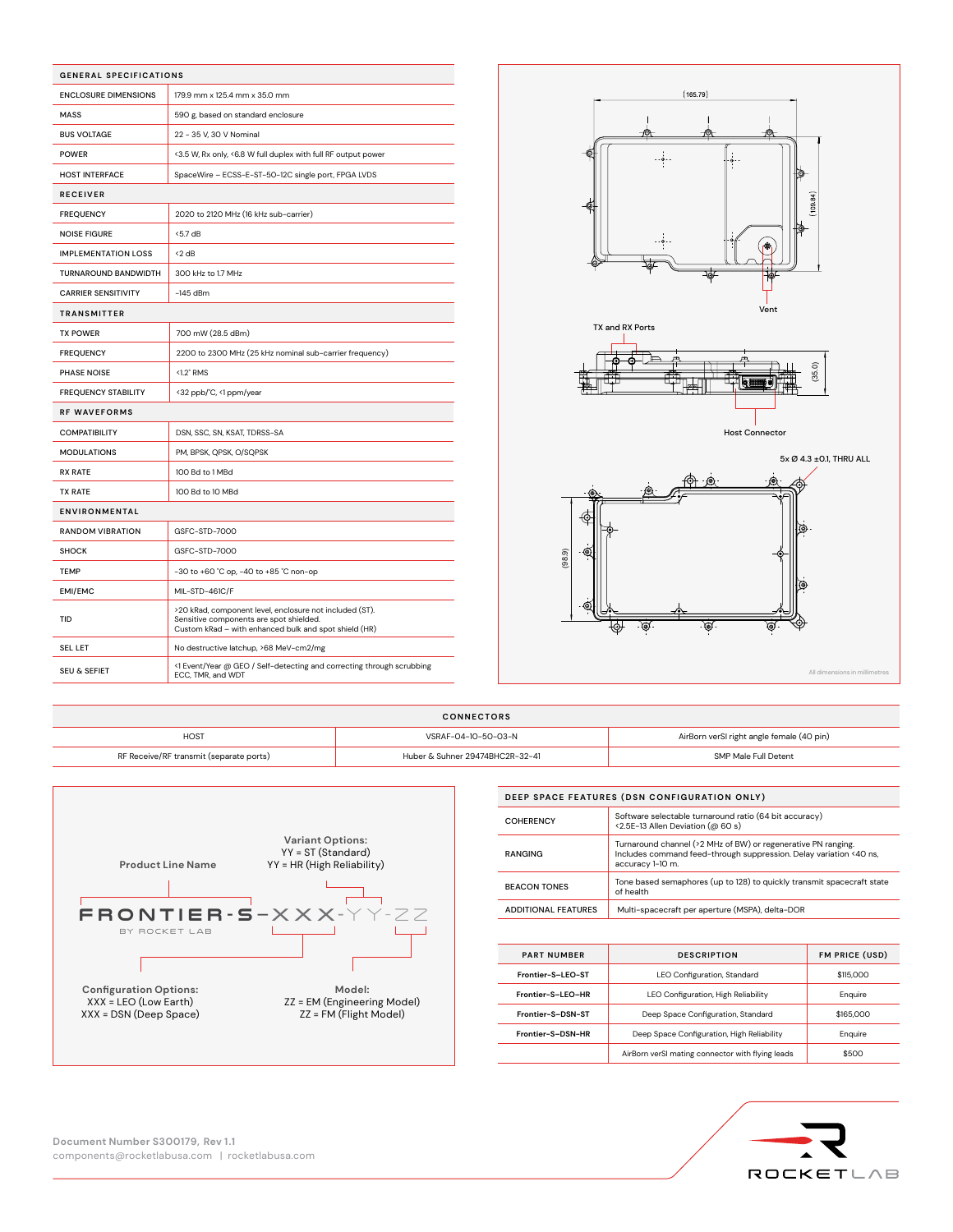| GENERAL SPECIFICATIONS | |
|---|---|
| ENCLOSURE DIMENSIONS | 179.9 mm x 125.4 mm x 35.0 mm |
| MASS | 590 g, based on standard enclosure |
| BUS VOLTAGE | 22 – 35 V, 30 V Nominal |
| POWER | <3.5 W, Rx only, <6.8 W full duplex with full RF output power |
| HOST INTERFACE | SpaceWire – ECSS-E-ST-50-12C single port, FPGA LVDS |
| **RECEIVER** | |
| FREQUENCY | 2020 to 2120 MHz (16 kHz sub-carrier) |
| NOISE FIGURE | <5.7 dB |
| IMPLEMENTATION LOSS | <2 dB |
| TURNAROUND BANDWIDTH | 300 kHz to 1.7 MHz |
| CARRIER SENSITIVITY | -145 dBm |
| **TRANSMITTER** | |
| TX POWER | 700 mW (28.5 dBm) |
| FREQUENCY | 2200 to 2300 MHz (25 kHz nominal sub-carrier frequency) |
| PHASE NOISE | <1.2° RMS |
| FREQUENCY STABILITY | <32 ppb/°C, <1 ppm/year |
| **RF WAVEFORMS** | |
| COMPATIBILITY | DSN, SSC, SN, KSAT, TDRSS-SA |
| MODULATIONS | PM, BPSK, QPSK, O/SQPSK |
| RX RATE | 100 Bd to 1 MBd |
| TX RATE | 100 Bd to 10 MBd |
| **ENVIRONMENTAL** | |
| RANDOM VIBRATION | GSFC-STD-7000 |
| SHOCK | GSFC-STD-7000 |
| TEMP | -30 to +60 °C op, -40 to +85 °C non-op |
| EMI/EMC | MIL-STD-461C/F |
| TID | >20 kRad, component level, enclosure not included (ST). Sensitive components are spot shielded. Custom kRad – with enhanced bulk and spot shield (HR) |
| SEL LET | No destructive latchup, >68 MeV-cm2/mg |
| SEU & SEFIET | <1 Event/Year @ GEO / Self-detecting and correcting through scrubbing ECC, TMR, and WDT |

(165.79)

(128.84)

Vent

TX and RX Ports

(35.0)

Host Connector

5x Ø 4.3 ±0.1, THRU ALL

(98.9)

All dimensions in millimetres

| CONNECTORS | | |
|---|---|---|
| HOST | VSRAF-04-10-50-03-N | AirBorn verSI right angle female (40 pin) |
| RF Receive/RF transmit (separate ports) | Huber & Suhner 29474BHC2R-32-41 | SMP Male Full Detent |

FRONTIER-S-XXX-YY-ZZ
BY ROCKET LAB

Product Line Name

Variant Options:
YY = ST (Standard)
YY = HR (High Reliability)

Configuration Options:
XXX = LEO (Low Earth)
XXX = DSN (Deep Space)

Model:
ZZ = EM (Engineering Model)
ZZ = FM (Flight Model)

| DEEP SPACE FEATURES (DSN CONFIGURATION ONLY) | |
|---|---|
| COHERENCY | Software selectable turnaround ratio (64 bit accuracy) <2.5E-13 Allen Deviation (@ 60 s) |
| RANGING | Turnaround channel (>2 MHz of BW) or regenerative PN ranging. Includes command feed-through suppression. Delay variation <40 ns, accuracy 1-10 m. |
| BEACON TONES | Tone based semaphores (up to 128) to quickly transmit spacecraft state of health |
| ADDITIONAL FEATURES | Multi-spacecraft per aperture (MSPA), delta-DOR |

| PART NUMBER | DESCRIPTION | FM PRICE (USD) |
|---|---|---|
| **Frontier-S-LEO-ST** | LEO Configuration, Standard | $115,000 |
| **Frontier-S-LEO-HR** | LEO Configuration, High Reliability | Enquire |
| **Frontier-S-DSN-ST** | Deep Space Configuration, Standard | $165,000 |
| **Frontier-S-DSN-HR** | Deep Space Configuration, High Reliability | Enquire |
| | AirBorn verSI mating connector with flying leads | $500 |

Document Number S300179, Rev 1.1
components@rocketlabusa.com | rocketlabusa.com

ROCKET LAB